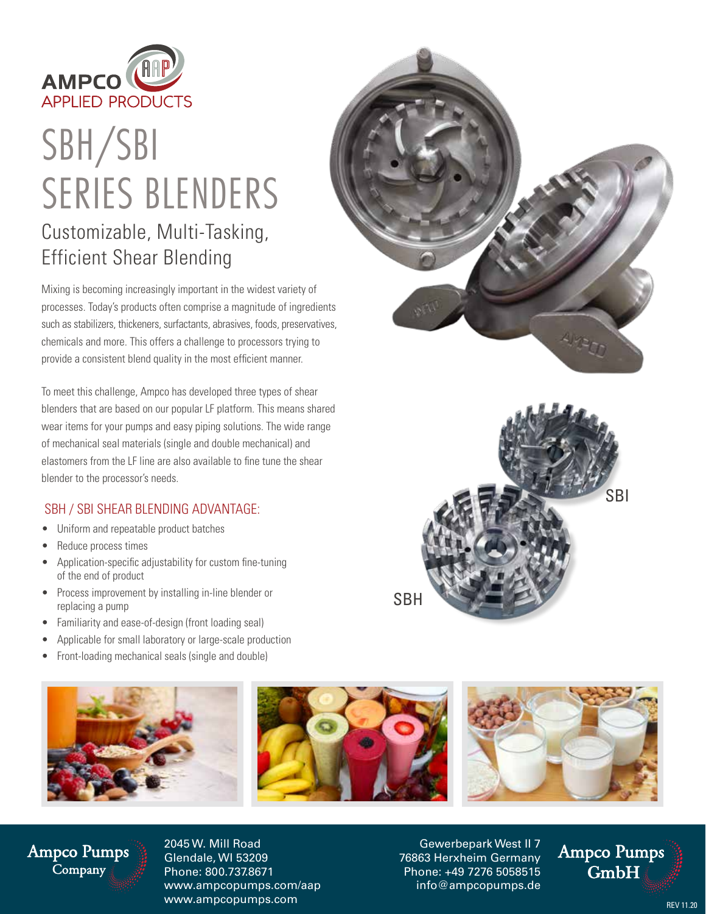AMPCO APPLIED PRODUCTS

# SBH/SBI SERIES BLENDERS

## Customizable, Multi-Tasking, Efficient Shear Blending

Mixing is becoming increasingly important in the widest variety of processes. Today's products often comprise a magnitude of ingredients such as stabilizers, thickeners, surfactants, abrasives, foods, preservatives, chemicals and more. This offers a challenge to processors trying to provide a consistent blend quality in the most efficient manner.

To meet this challenge, Ampco has developed three types of shear blenders that are based on our popular LF platform. This means shared wear items for your pumps and easy piping solutions. The wide range of mechanical seal materials (single and double mechanical) and elastomers from the LF line are also available to fine tune the shear blender to the processor's needs.

### SBH / SBI SHEAR BLENDING ADVANTAGE:

- Uniform and repeatable product batches
- Reduce process times
- Application-specific adjustability for custom fine-tuning of the end of product
- Process improvement by installing in-line blender or replacing a pump
- Familiarity and ease-of-design (front loading seal)
- Applicable for small laboratory or large-scale production
- Front-loading mechanical seals (single and double)

SBI

SBH

**Ampco Pumps Company**
2045 W. Mill Road
Glendale, WI 53209
Phone: 800.737.8671
www.ampcopumps.com/aap
www.ampcopumps.com

**Ampco Pumps GmbH**
Gewerbepark West II 7
76863 Herxheim Germany
Phone: +49 7276 5058515
info@ampcopumps.de

REV 11.20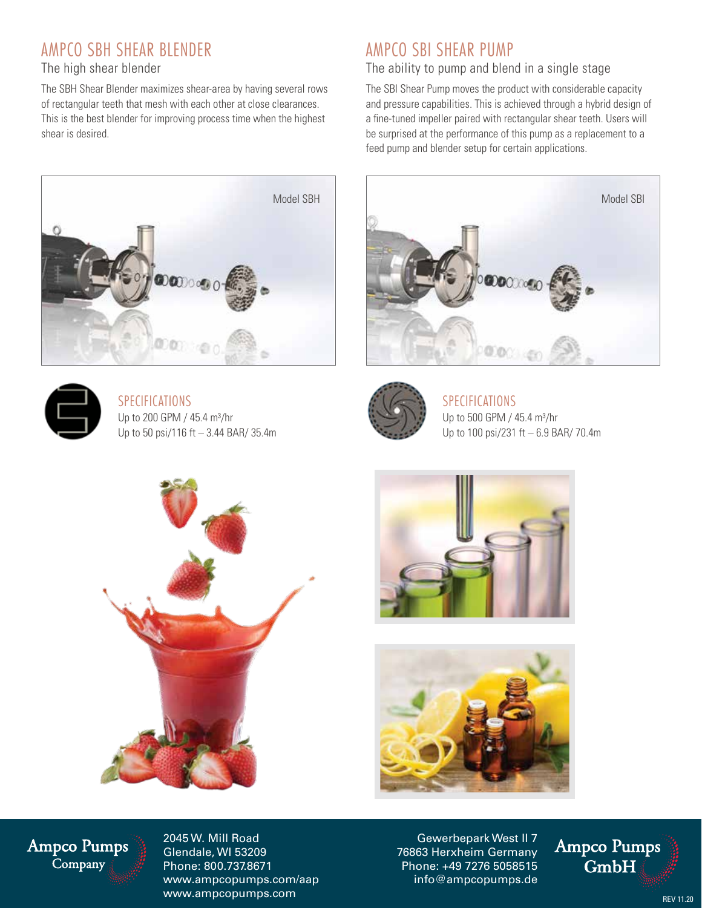## AMPCO SBH SHEAR BLENDER

### The high shear blender

The SBH Shear Blender maximizes shear-area by having several rows of rectangular teeth that mesh with each other at close clearances. This is the best blender for improving process time when the highest shear is desired.

Model SBH

#### SPECIFICATIONS

Up to 200 GPM / 45.4 m³/hr
Up to 50 psi/116 ft – 3.44 BAR/ 35.4m

## AMPCO SBI SHEAR PUMP

### The ability to pump and blend in a single stage

The SBI Shear Pump moves the product with considerable capacity and pressure capabilities. This is achieved through a hybrid design of a fine-tuned impeller paired with rectangular shear teeth. Users will be surprised at the performance of this pump as a replacement to a feed pump and blender setup for certain applications.

Model SBI

#### SPECIFICATIONS

Up to 500 GPM / 45.4 m³/hr
Up to 100 psi/231 ft – 6.9 BAR/ 70.4m

**Ampco Pumps Company**
2045 W. Mill Road
Glendale, WI 53209
Phone: 800.737.8671
www.ampcopumps.com/aap
www.ampcopumps.com

**Ampco Pumps GmbH**
Gewerbepark West II 7
76863 Herxheim Germany
Phone: +49 7276 5058515
info@ampcopumps.de

REV 11.20